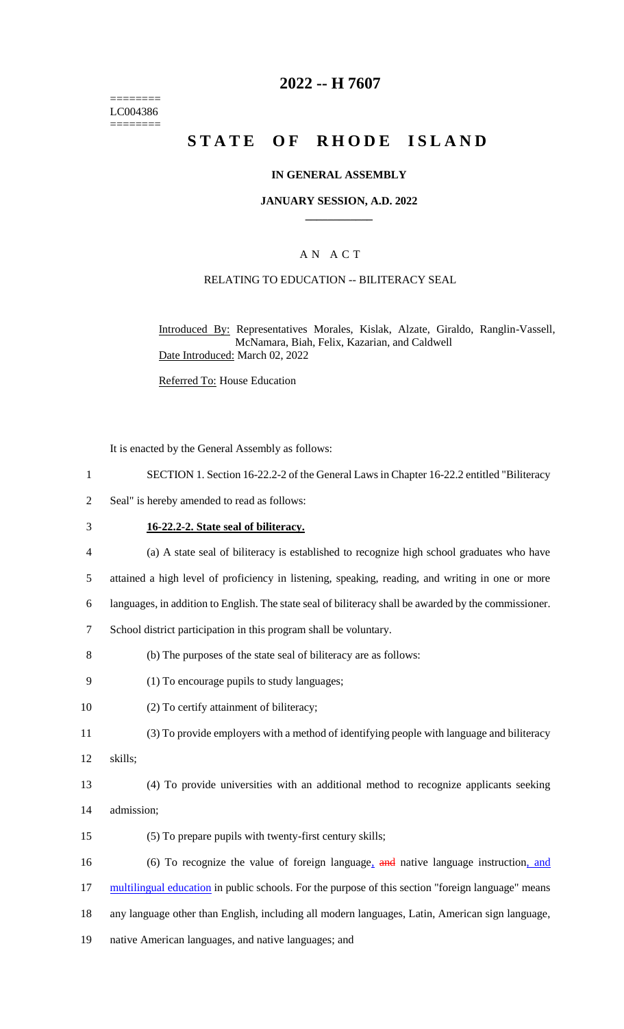========
LC004386
========

# 2022 -- H 7607

# STATE OF RHODE ISLAND

## IN GENERAL ASSEMBLY

### JANUARY SESSION, A.D. 2022

### A N A C T

RELATING TO EDUCATION -- BILITERACY SEAL

Introduced By: Representatives Morales, Kislak, Alzate, Giraldo, Ranglin-Vassell, McNamara, Biah, Felix, Kazarian, and Caldwell
Date Introduced: March 02, 2022

Referred To: House Education

It is enacted by the General Assembly as follows:

1 SECTION 1. Section 16-22.2-2 of the General Laws in Chapter 16-22.2 entitled "Biliteracy
2 Seal" is hereby amended to read as follows:

3 **16-22.2-2. State seal of biliteracy.**

4 (a) A state seal of biliteracy is established to recognize high school graduates who have
5 attained a high level of proficiency in listening, speaking, reading, and writing in one or more
6 languages, in addition to English. The state seal of biliteracy shall be awarded by the commissioner.
7 School district participation in this program shall be voluntary.

8 (b) The purposes of the state seal of biliteracy are as follows:

9 (1) To encourage pupils to study languages;

10 (2) To certify attainment of biliteracy;

11 (3) To provide employers with a method of identifying people with language and biliteracy
12 skills;

13 (4) To provide universities with an additional method to recognize applicants seeking
14 admission;

15 (5) To prepare pupils with twenty-first century skills;

16 (6) To recognize the value of foreign language, ~~and~~ native language instruction, and
17 multilingual education in public schools. For the purpose of this section "foreign language" means
18 any language other than English, including all modern languages, Latin, American sign language,
19 native American languages, and native languages; and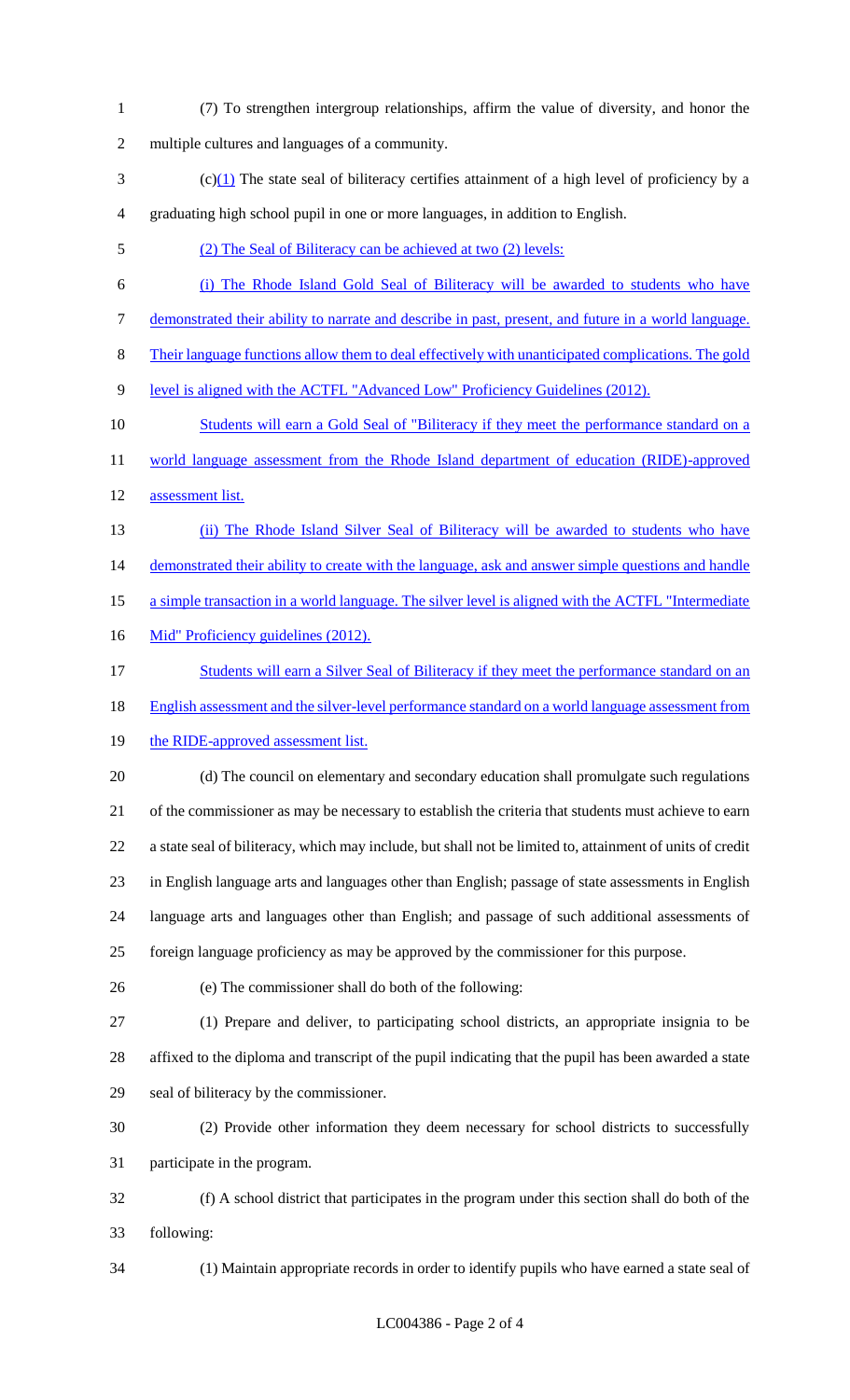(7) To strengthen intergroup relationships, affirm the value of diversity, and honor the multiple cultures and languages of a community.

(c)(1) The state seal of biliteracy certifies attainment of a high level of proficiency by a graduating high school pupil in one or more languages, in addition to English.

(2) The Seal of Biliteracy can be achieved at two (2) levels:

(i) The Rhode Island Gold Seal of Biliteracy will be awarded to students who have demonstrated their ability to narrate and describe in past, present, and future in a world language. Their language functions allow them to deal effectively with unanticipated complications. The gold level is aligned with the ACTFL "Advanced Low" Proficiency Guidelines (2012).

Students will earn a Gold Seal of "Biliteracy if they meet the performance standard on a world language assessment from the Rhode Island department of education (RIDE)-approved assessment list.

(ii) The Rhode Island Silver Seal of Biliteracy will be awarded to students who have demonstrated their ability to create with the language, ask and answer simple questions and handle a simple transaction in a world language. The silver level is aligned with the ACTFL "Intermediate Mid" Proficiency guidelines (2012).

Students will earn a Silver Seal of Biliteracy if they meet the performance standard on an English assessment and the silver-level performance standard on a world language assessment from the RIDE-approved assessment list.

(d) The council on elementary and secondary education shall promulgate such regulations of the commissioner as may be necessary to establish the criteria that students must achieve to earn a state seal of biliteracy, which may include, but shall not be limited to, attainment of units of credit in English language arts and languages other than English; passage of state assessments in English language arts and languages other than English; and passage of such additional assessments of foreign language proficiency as may be approved by the commissioner for this purpose.

(e) The commissioner shall do both of the following:

(1) Prepare and deliver, to participating school districts, an appropriate insignia to be affixed to the diploma and transcript of the pupil indicating that the pupil has been awarded a state seal of biliteracy by the commissioner.

(2) Provide other information they deem necessary for school districts to successfully participate in the program.

(f) A school district that participates in the program under this section shall do both of the following:

(1) Maintain appropriate records in order to identify pupils who have earned a state seal of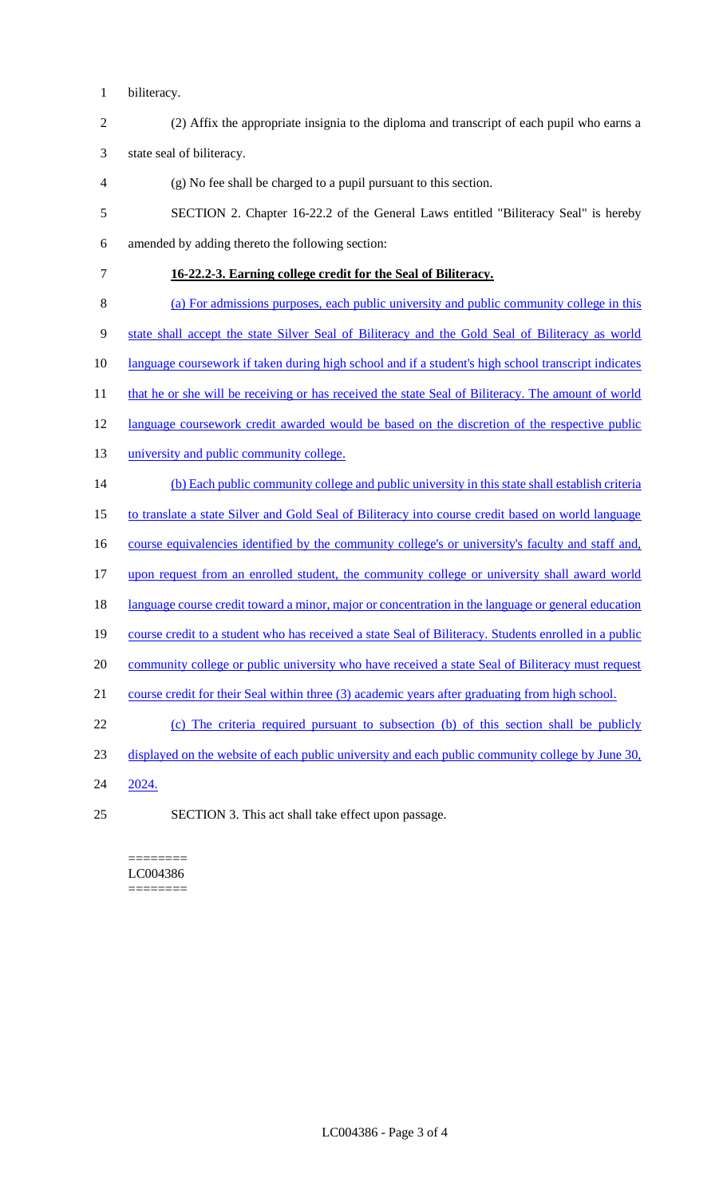biliteracy.

(2) Affix the appropriate insignia to the diploma and transcript of each pupil who earns a state seal of biliteracy.

(g) No fee shall be charged to a pupil pursuant to this section.

SECTION 2. Chapter 16-22.2 of the General Laws entitled "Biliteracy Seal" is hereby amended by adding thereto the following section:

**16-22.2-3. Earning college credit for the Seal of Biliteracy.**

(a) For admissions purposes, each public university and public community college in this state shall accept the state Silver Seal of Biliteracy and the Gold Seal of Biliteracy as world language coursework if taken during high school and if a student's high school transcript indicates that he or she will be receiving or has received the state Seal of Biliteracy. The amount of world language coursework credit awarded would be based on the discretion of the respective public university and public community college.

(b) Each public community college and public university in this state shall establish criteria to translate a state Silver and Gold Seal of Biliteracy into course credit based on world language course equivalencies identified by the community college's or university's faculty and staff and, upon request from an enrolled student, the community college or university shall award world language course credit toward a minor, major or concentration in the language or general education course credit to a student who has received a state Seal of Biliteracy. Students enrolled in a public community college or public university who have received a state Seal of Biliteracy must request course credit for their Seal within three (3) academic years after graduating from high school.

(c) The criteria required pursuant to subsection (b) of this section shall be publicly displayed on the website of each public university and each public community college by June 30, 2024.

SECTION 3. This act shall take effect upon passage.

========
LC004386
========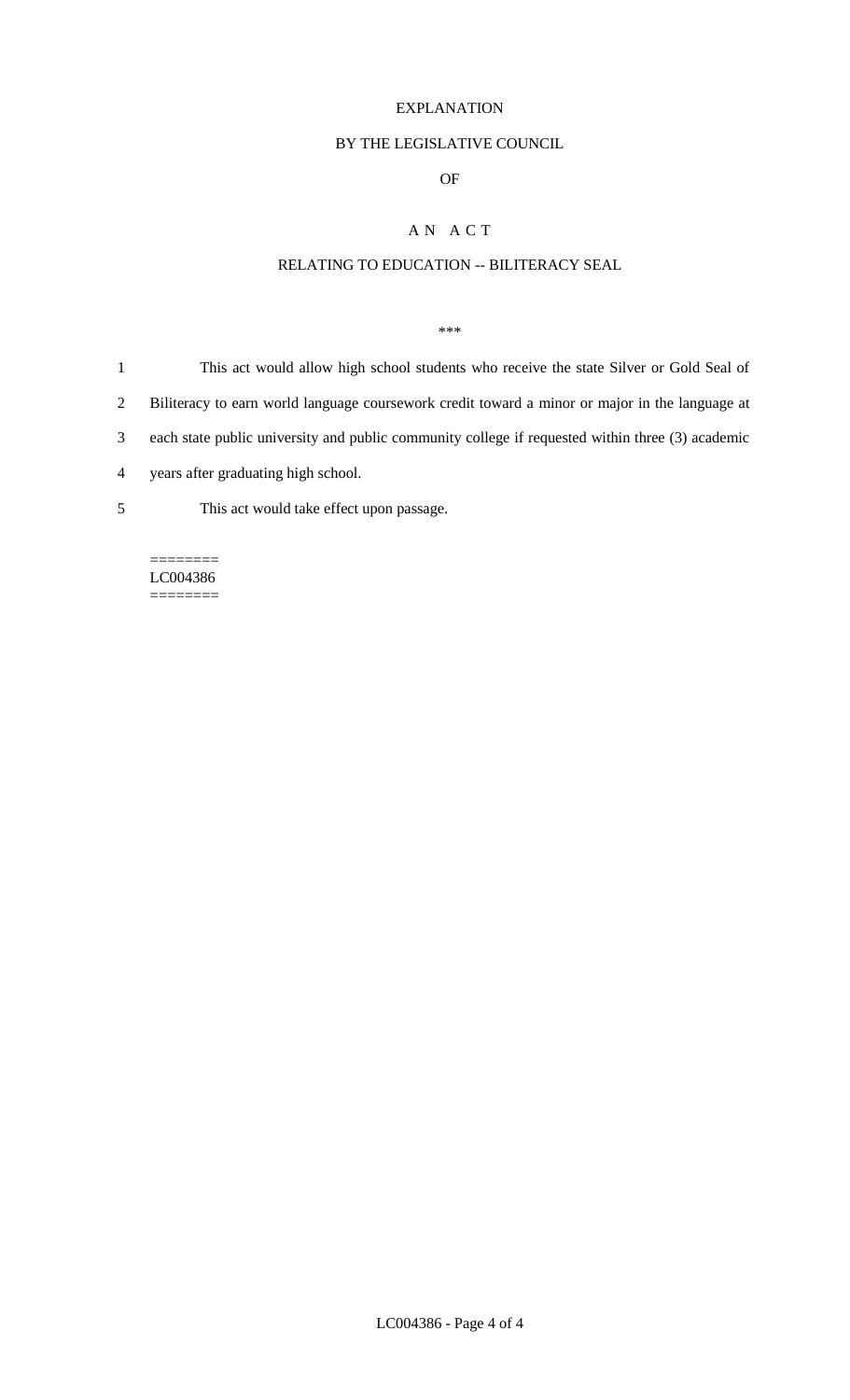EXPLANATION

BY THE LEGISLATIVE COUNCIL

OF

A N A C T

RELATING TO EDUCATION -- BILITERACY SEAL

\*\*\*

1 This act would allow high school students who receive the state Silver or Gold Seal of
2 Biliteracy to earn world language coursework credit toward a minor or major in the language at
3 each state public university and public community college if requested within three (3) academic
4 years after graduating high school.
5 This act would take effect upon passage.

========
LC004386
========